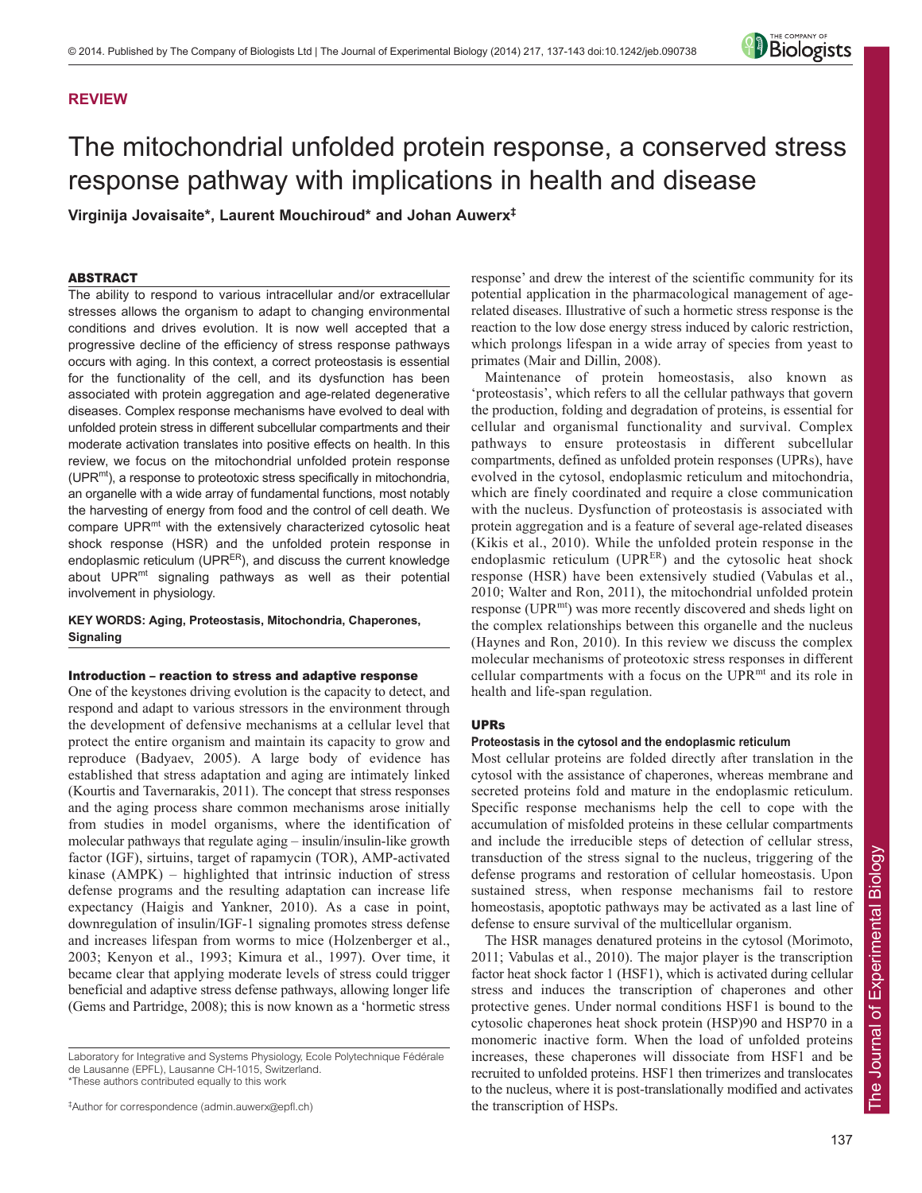## REVIEW

# The mitochondrial unfolded protein response, a conserved stress response pathway with implications in health and disease

**Virginija Jovaisaite\*, Laurent Mouchiroud\* and Johan Auwerx‡**

### ABSTRACT

The ability to respond to various intracellular and/or extracellular stresses allows the organism to adapt to changing environmental conditions and drives evolution. It is now well accepted that a progressive decline of the efficiency of stress response pathways occurs with aging. In this context, a correct proteostasis is essential for the functionality of the cell, and its dysfunction has been associated with protein aggregation and age-related degenerative diseases. Complex response mechanisms have evolved to deal with unfolded protein stress in different subcellular compartments and their moderate activation translates into positive effects on health. In this review, we focus on the mitochondrial unfolded protein response ($UPR^{mt}$), a response to proteotoxic stress specifically in mitochondria, an organelle with a wide array of fundamental functions, most notably the harvesting of energy from food and the control of cell death. We compare $UPR^{mt}$ with the extensively characterized cytosolic heat shock response (HSR) and the unfolded protein response in endoplasmic reticulum ($UPR^{ER}$), and discuss the current knowledge about $UPR^{mt}$ signaling pathways as well as their potential involvement in physiology.

**KEY WORDS: Aging, Proteostasis, Mitochondria, Chaperones, Signaling**

### Introduction – reaction to stress and adaptive response

One of the keystones driving evolution is the capacity to detect, and respond and adapt to various stressors in the environment through the development of defensive mechanisms at a cellular level that protect the entire organism and maintain its capacity to grow and reproduce (Badyaev, 2005). A large body of evidence has established that stress adaptation and aging are intimately linked (Kourtis and Tavernarakis, 2011). The concept that stress responses and the aging process share common mechanisms arose initially from studies in model organisms, where the identification of molecular pathways that regulate aging – insulin/insulin-like growth factor (IGF), sirtuins, target of rapamycin (TOR), AMP-activated kinase (AMPK) – highlighted that intrinsic induction of stress defense programs and the resulting adaptation can increase life expectancy (Haigis and Yankner, 2010). As a case in point, downregulation of insulin/IGF-1 signaling promotes stress defense and increases lifespan from worms to mice (Holzenberger et al., 2003; Kenyon et al., 1993; Kimura et al., 1997). Over time, it became clear that applying moderate levels of stress could trigger beneficial and adaptive stress defense pathways, allowing longer life (Gems and Partridge, 2008); this is now known as a 'hormetic stress response' and drew the interest of the scientific community for its potential application in the pharmacological management of age-related diseases. Illustrative of such a hormetic stress response is the reaction to the low dose energy stress induced by caloric restriction, which prolongs lifespan in a wide array of species from yeast to primates (Mair and Dillin, 2008).

Maintenance of protein homeostasis, also known as 'proteostasis', which refers to all the cellular pathways that govern the production, folding and degradation of proteins, is essential for cellular and organismal functionality and survival. Complex pathways to ensure proteostasis in different subcellular compartments, defined as unfolded protein responses (UPRs), have evolved in the cytosol, endoplasmic reticulum and mitochondria, which are finely coordinated and require a close communication with the nucleus. Dysfunction of proteostasis is associated with protein aggregation and is a feature of several age-related diseases (Kikis et al., 2010). While the unfolded protein response in the endoplasmic reticulum ($UPR^{ER}$) and the cytosolic heat shock response (HSR) have been extensively studied (Vabulas et al., 2010; Walter and Ron, 2011), the mitochondrial unfolded protein response ($UPR^{mt}$) was more recently discovered and sheds light on the complex relationships between this organelle and the nucleus (Haynes and Ron, 2010). In this review we discuss the complex molecular mechanisms of proteotoxic stress responses in different cellular compartments with a focus on the $UPR^{mt}$ and its role in health and life-span regulation.

### UPRs

#### Proteostasis in the cytosol and the endoplasmic reticulum

Most cellular proteins are folded directly after translation in the cytosol with the assistance of chaperones, whereas membrane and secreted proteins fold and mature in the endoplasmic reticulum. Specific response mechanisms help the cell to cope with the accumulation of misfolded proteins in these cellular compartments and include the irreducible steps of detection of cellular stress, transduction of the stress signal to the nucleus, triggering of the defense programs and restoration of cellular homeostasis. Upon sustained stress, when response mechanisms fail to restore homeostasis, apoptotic pathways may be activated as a last line of defense to ensure survival of the multicellular organism.

The HSR manages denatured proteins in the cytosol (Morimoto, 2011; Vabulas et al., 2010). The major player is the transcription factor heat shock factor 1 (HSF1), which is activated during cellular stress and induces the transcription of chaperones and other protective genes. Under normal conditions HSF1 is bound to the cytosolic chaperones heat shock protein (HSP)90 and HSP70 in a monomeric inactive form. When the load of unfolded proteins increases, these chaperones will dissociate from HSF1 and be recruited to unfolded proteins. HSF1 then trimerizes and translocates to the nucleus, where it is post-translationally modified and activates the transcription of HSPs.

Laboratory for Integrative and Systems Physiology, Ecole Polytechnique Fédérale de Lausanne (EPFL), Lausanne CH-1015, Switzerland.
\*These authors contributed equally to this work

‡Author for correspondence (admin.auwerx@epfl.ch)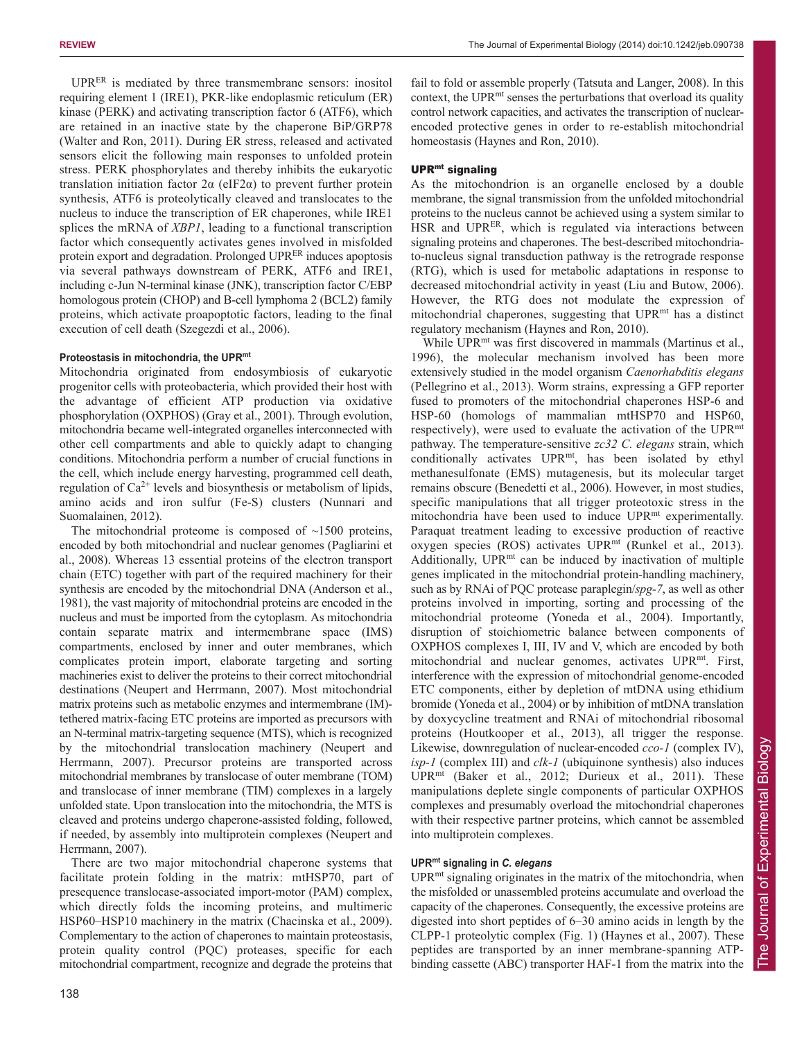UPR$^{ER}$ is mediated by three transmembrane sensors: inositol requiring element 1 (IRE1), PKR-like endoplasmic reticulum (ER) kinase (PERK) and activating transcription factor 6 (ATF6), which are retained in an inactive state by the chaperone BiP/GRP78 (Walter and Ron, 2011). During ER stress, released and activated sensors elicit the following main responses to unfolded protein stress. PERK phosphorylates and thereby inhibits the eukaryotic translation initiation factor 2α (eIF2α) to prevent further protein synthesis, ATF6 is proteolytically cleaved and translocates to the nucleus to induce the transcription of ER chaperones, while IRE1 splices the mRNA of *XBP1*, leading to a functional transcription factor which consequently activates genes involved in misfolded protein export and degradation. Prolonged UPR$^{ER}$ induces apoptosis via several pathways downstream of PERK, ATF6 and IRE1, including c-Jun N-terminal kinase (JNK), transcription factor C/EBP homologous protein (CHOP) and B-cell lymphoma 2 (BCL2) family proteins, which activate proapoptotic factors, leading to the final execution of cell death (Szegezdi et al., 2006).

#### Proteostasis in mitochondria, the UPR$^{mt}$

Mitochondria originated from endosymbiosis of eukaryotic progenitor cells with proteobacteria, which provided their host with the advantage of efficient ATP production via oxidative phosphorylation (OXPHOS) (Gray et al., 2001). Through evolution, mitochondria became well-integrated organelles interconnected with other cell compartments and able to quickly adapt to changing conditions. Mitochondria perform a number of crucial functions in the cell, which include energy harvesting, programmed cell death, regulation of $Ca^{2+}$ levels and biosynthesis or metabolism of lipids, amino acids and iron sulfur (Fe-S) clusters (Nunnari and Suomalainen, 2012).

The mitochondrial proteome is composed of ~1500 proteins, encoded by both mitochondrial and nuclear genomes (Pagliarini et al., 2008). Whereas 13 essential proteins of the electron transport chain (ETC) together with part of the required machinery for their synthesis are encoded by the mitochondrial DNA (Anderson et al., 1981), the vast majority of mitochondrial proteins are encoded in the nucleus and must be imported from the cytoplasm. As mitochondria contain separate matrix and intermembrane space (IMS) compartments, enclosed by inner and outer membranes, which complicates protein import, elaborate targeting and sorting machineries exist to deliver the proteins to their correct mitochondrial destinations (Neupert and Herrmann, 2007). Most mitochondrial matrix proteins such as metabolic enzymes and intermembrane (IM)-tethered matrix-facing ETC proteins are imported as precursors with an N-terminal matrix-targeting sequence (MTS), which is recognized by the mitochondrial translocation machinery (Neupert and Herrmann, 2007). Precursor proteins are transported across mitochondrial membranes by translocase of outer membrane (TOM) and translocase of inner membrane (TIM) complexes in a largely unfolded state. Upon translocation into the mitochondria, the MTS is cleaved and proteins undergo chaperone-assisted folding, followed, if needed, by assembly into multiprotein complexes (Neupert and Herrmann, 2007).

There are two major mitochondrial chaperone systems that facilitate protein folding in the matrix: mtHSP70, part of presequence translocase-associated import-motor (PAM) complex, which directly folds the incoming proteins, and multimeric HSP60–HSP10 machinery in the matrix (Chacinska et al., 2009). Complementary to the action of chaperones to maintain proteostasis, protein quality control (PQC) proteases, specific for each mitochondrial compartment, recognize and degrade the proteins that fail to fold or assemble properly (Tatsuta and Langer, 2008). In this context, the UPR$^{mt}$ senses the perturbations that overload its quality control network capacities, and activates the transcription of nuclear-encoded protective genes in order to re-establish mitochondrial homeostasis (Haynes and Ron, 2010).

### UPR$^{mt}$ signaling

As the mitochondrion is an organelle enclosed by a double membrane, the signal transmission from the unfolded mitochondrial proteins to the nucleus cannot be achieved using a system similar to HSR and UPR$^{ER}$, which is regulated via interactions between signaling proteins and chaperones. The best-described mitochondria-to-nucleus signal transduction pathway is the retrograde response (RTG), which is used for metabolic adaptations in response to decreased mitochondrial activity in yeast (Liu and Butow, 2006). However, the RTG does not modulate the expression of mitochondrial chaperones, suggesting that UPR$^{mt}$ has a distinct regulatory mechanism (Haynes and Ron, 2010).

While UPR$^{mt}$ was first discovered in mammals (Martinus et al., 1996), the molecular mechanism involved has been more extensively studied in the model organism *Caenorhabditis elegans* (Pellegrino et al., 2013). Worm strains, expressing a GFP reporter fused to promoters of the mitochondrial chaperones HSP-6 and HSP-60 (homologs of mammalian mtHSP70 and HSP60, respectively), were used to evaluate the activation of the UPR$^{mt}$ pathway. The temperature-sensitive *zc32 C. elegans* strain, which conditionally activates UPR$^{mt}$, has been isolated by ethyl methanesulfonate (EMS) mutagenesis, but its molecular target remains obscure (Benedetti et al., 2006). However, in most studies, specific manipulations that all trigger proteotoxic stress in the mitochondria have been used to induce UPR$^{mt}$ experimentally. Paraquat treatment leading to excessive production of reactive oxygen species (ROS) activates UPR$^{mt}$ (Runkel et al., 2013). Additionally, UPR$^{mt}$ can be induced by inactivation of multiple genes implicated in the mitochondrial protein-handling machinery, such as by RNAi of PQC protease paraplegin/*spg-7*, as well as other proteins involved in importing, sorting and processing of the mitochondrial proteome (Yoneda et al., 2004). Importantly, disruption of stoichiometric balance between components of OXPHOS complexes I, III, IV and V, which are encoded by both mitochondrial and nuclear genomes, activates UPR$^{mt}$. First, interference with the expression of mitochondrial genome-encoded ETC components, either by depletion of mtDNA using ethidium bromide (Yoneda et al., 2004) or by inhibition of mtDNA translation by doxycycline treatment and RNAi of mitochondrial ribosomal proteins (Houtkooper et al., 2013), all trigger the response. Likewise, downregulation of nuclear-encoded *cco-1* (complex IV), *isp-1* (complex III) and *clk-1* (ubiquinone synthesis) also induces UPR$^{mt}$ (Baker et al., 2012; Durieux et al., 2011). These manipulations deplete single components of particular OXPHOS complexes and presumably overload the mitochondrial chaperones with their respective partner proteins, which cannot be assembled into multiprotein complexes.

#### UPR$^{mt}$ signaling in *C. elegans*

UPR$^{mt}$ signaling originates in the matrix of the mitochondria, when the misfolded or unassembled proteins accumulate and overload the capacity of the chaperones. Consequently, the excessive proteins are digested into short peptides of 6–30 amino acids in length by the CLPP-1 proteolytic complex (Fig. 1) (Haynes et al., 2007). These peptides are transported by an inner membrane-spanning ATP-binding cassette (ABC) transporter HAF-1 from the matrix into the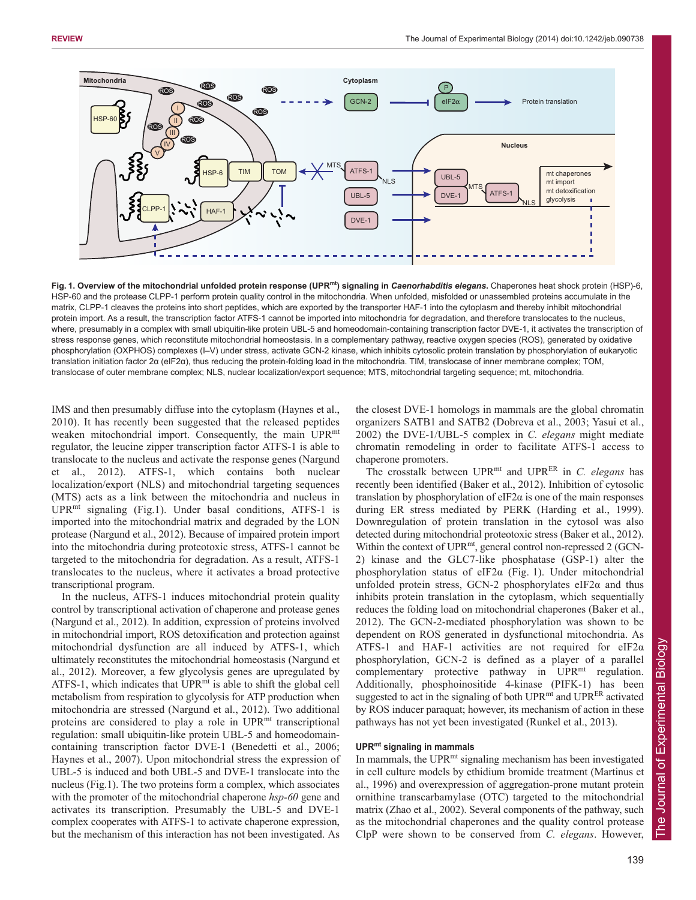**Fig. 1. Overview of the mitochondrial unfolded protein response (UPR$^{mt}$) signaling in *Caenorhabditis elegans*.** Chaperones heat shock protein (HSP)-6, HSP-60 and the protease CLPP-1 perform protein quality control in the mitochondria. When unfolded, misfolded or unassembled proteins accumulate in the matrix, CLPP-1 cleaves the proteins into short peptides, which are exported by the transporter HAF-1 into the cytoplasm and thereby inhibit mitochondrial protein import. As a result, the transcription factor ATFS-1 cannot be imported into mitochondria for degradation, and therefore translocates to the nucleus, where, presumably in a complex with small ubiquitin-like protein UBL-5 and homeodomain-containing transcription factor DVE-1, it activates the transcription of stress response genes, which reconstitute mitochondrial homeostasis. In a complementary pathway, reactive oxygen species (ROS), generated by oxidative phosphorylation (OXPHOS) complexes (I–V) under stress, activate GCN-2 kinase, which inhibits cytosolic protein translation by phosphorylation of eukaryotic translation initiation factor 2α (eIF2α), thus reducing the protein-folding load in the mitochondria. TIM, translocase of inner membrane complex; TOM, translocase of outer membrane complex; NLS, nuclear localization/export sequence; MTS, mitochondrial targeting sequence; mt, mitochondria.

IMS and then presumably diffuse into the cytoplasm (Haynes et al., 2010). It has recently been suggested that the released peptides weaken mitochondrial import. Consequently, the main UPR$^{mt}$ regulator, the leucine zipper transcription factor ATFS-1 is able to translocate to the nucleus and activate the response genes (Nargund et al., 2012). ATFS-1, which contains both nuclear localization/export (NLS) and mitochondrial targeting sequences (MTS) acts as a link between the mitochondria and nucleus in UPR$^{mt}$ signaling (Fig.1). Under basal conditions, ATFS-1 is imported into the mitochondrial matrix and degraded by the LON protease (Nargund et al., 2012). Because of impaired protein import into the mitochondria during proteotoxic stress, ATFS-1 cannot be targeted to the mitochondria for degradation. As a result, ATFS-1 translocates to the nucleus, where it activates a broad protective transcriptional program.

In the nucleus, ATFS-1 induces mitochondrial protein quality control by transcriptional activation of chaperone and protease genes (Nargund et al., 2012). In addition, expression of proteins involved in mitochondrial import, ROS detoxification and protection against mitochondrial dysfunction are all induced by ATFS-1, which ultimately reconstitutes the mitochondrial homeostasis (Nargund et al., 2012). Moreover, a few glycolysis genes are upregulated by ATFS-1, which indicates that UPR$^{mt}$ is able to shift the global cell metabolism from respiration to glycolysis for ATP production when mitochondria are stressed (Nargund et al., 2012). Two additional proteins are considered to play a role in UPR$^{mt}$ transcriptional regulation: small ubiquitin-like protein UBL-5 and homeodomain-containing transcription factor DVE-1 (Benedetti et al., 2006; Haynes et al., 2007). Upon mitochondrial stress the expression of UBL-5 is induced and both UBL-5 and DVE-1 translocate into the nucleus (Fig.1). The two proteins form a complex, which associates with the promoter of the mitochondrial chaperone *hsp-60* gene and activates its transcription. Presumably the UBL-5 and DVE-1 complex cooperates with ATFS-1 to activate chaperone expression, but the mechanism of this interaction has not been investigated. As the closest DVE-1 homologs in mammals are the global chromatin organizers SATB1 and SATB2 (Dobreva et al., 2003; Yasui et al., 2002) the DVE-1/UBL-5 complex in *C. elegans* might mediate chromatin remodeling in order to facilitate ATFS-1 access to chaperone promoters.

The crosstalk between UPR$^{mt}$ and UPR$^{ER}$ in *C. elegans* has recently been identified (Baker et al., 2012). Inhibition of cytosolic translation by phosphorylation of eIF2α is one of the main responses during ER stress mediated by PERK (Harding et al., 1999). Downregulation of protein translation in the cytosol was also detected during mitochondrial proteotoxic stress (Baker et al., 2012). Within the context of UPR$^{mt}$, general control non-repressed 2 (GCN-2) kinase and the GLC7-like phosphatase (GSP-1) alter the phosphorylation status of eIF2α (Fig. 1). Under mitochondrial unfolded protein stress, GCN-2 phosphorylates eIF2α and thus inhibits protein translation in the cytoplasm, which sequentially reduces the folding load on mitochondrial chaperones (Baker et al., 2012). The GCN-2-mediated phosphorylation was shown to be dependent on ROS generated in dysfunctional mitochondria. As ATFS-1 and HAF-1 activities are not required for eIF2α phosphorylation, GCN-2 is defined as a player of a parallel complementary protective pathway in UPR$^{mt}$ regulation. Additionally, phosphoinositide 4-kinase (PIFK-1) has been suggested to act in the signaling of both UPR$^{mt}$ and UPR$^{ER}$ activated by ROS inducer paraquat; however, its mechanism of action in these pathways has not yet been investigated (Runkel et al., 2013).

### UPR$^{mt}$ signaling in mammals

In mammals, the UPR$^{mt}$ signaling mechanism has been investigated in cell culture models by ethidium bromide treatment (Martinus et al., 1996) and overexpression of aggregation-prone mutant protein ornithine transcarbamylase (OTC) targeted to the mitochondrial matrix (Zhao et al., 2002). Several components of the pathway, such as the mitochondrial chaperones and the quality control protease ClpP were shown to be conserved from *C. elegans*. However,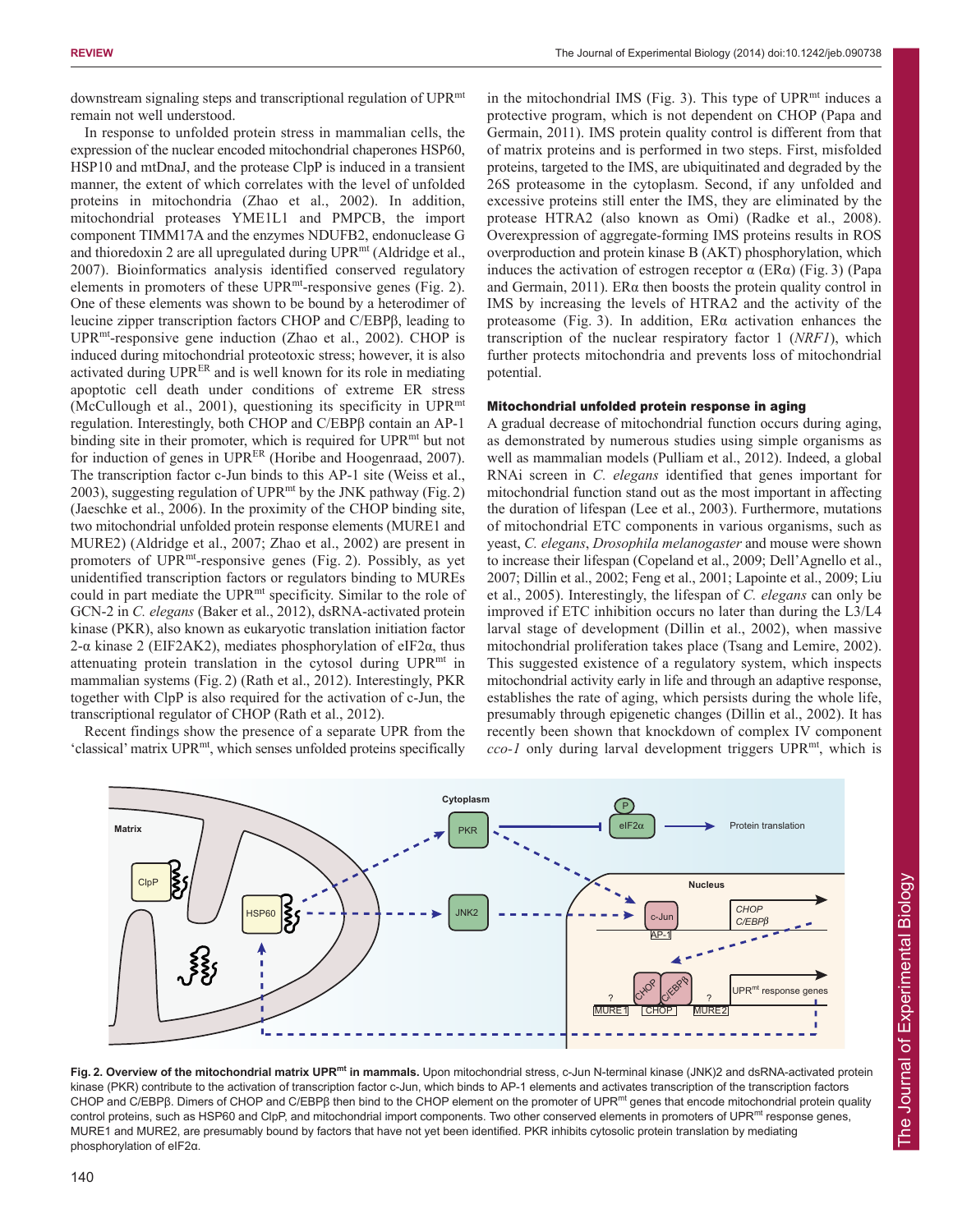downstream signaling steps and transcriptional regulation of UPR$^{mt}$ remain not well understood.

In response to unfolded protein stress in mammalian cells, the expression of the nuclear encoded mitochondrial chaperones HSP60, HSP10 and mtDnaJ, and the protease ClpP is induced in a transient manner, the extent of which correlates with the level of unfolded proteins in mitochondria (Zhao et al., 2002). In addition, mitochondrial proteases YME1L1 and PMPCB, the import component TIMM17A and the enzymes NDUFB2, endonuclease G and thioredoxin 2 are all upregulated during UPR$^{mt}$ (Aldridge et al., 2007). Bioinformatics analysis identified conserved regulatory elements in promoters of these UPR$^{mt}$-responsive genes (Fig. 2). One of these elements was shown to be bound by a heterodimer of leucine zipper transcription factors CHOP and C/EBPβ, leading to UPR$^{mt}$-responsive gene induction (Zhao et al., 2002). CHOP is induced during mitochondrial proteotoxic stress; however, it is also activated during UPR$^{ER}$ and is well known for its role in mediating apoptotic cell death under conditions of extreme ER stress (McCullough et al., 2001), questioning its specificity in UPR$^{mt}$ regulation. Interestingly, both CHOP and C/EBPβ contain an AP-1 binding site in their promoter, which is required for UPR$^{mt}$ but not for induction of genes in UPR$^{ER}$ (Horibe and Hoogenraad, 2007). The transcription factor c-Jun binds to this AP-1 site (Weiss et al., 2003), suggesting regulation of UPR$^{mt}$ by the JNK pathway (Fig. 2) (Jaeschke et al., 2006). In the proximity of the CHOP binding site, two mitochondrial unfolded protein response elements (MURE1 and MURE2) (Aldridge et al., 2007; Zhao et al., 2002) are present in promoters of UPR$^{mt}$-responsive genes (Fig. 2). Possibly, as yet unidentified transcription factors or regulators binding to MUREs could in part mediate the UPR$^{mt}$ specificity. Similar to the role of GCN-2 in *C. elegans* (Baker et al., 2012), dsRNA-activated protein kinase (PKR), also known as eukaryotic translation initiation factor 2-α kinase 2 (EIF2AK2), mediates phosphorylation of eIF2α, thus attenuating protein translation in the cytosol during UPR$^{mt}$ in mammalian systems (Fig. 2) (Rath et al., 2012). Interestingly, PKR together with ClpP is also required for the activation of c-Jun, the transcriptional regulator of CHOP (Rath et al., 2012).

Recent findings show the presence of a separate UPR from the 'classical' matrix UPR$^{mt}$, which senses unfolded proteins specifically in the mitochondrial IMS (Fig. 3). This type of UPR$^{mt}$ induces a protective program, which is not dependent on CHOP (Papa and Germain, 2011). IMS protein quality control is different from that of matrix proteins and is performed in two steps. First, misfolded proteins, targeted to the IMS, are ubiquitinated and degraded by the 26S proteasome in the cytoplasm. Second, if any unfolded and excessive proteins still enter the IMS, they are eliminated by the protease HTRA2 (also known as Omi) (Radke et al., 2008). Overexpression of aggregate-forming IMS proteins results in ROS overproduction and protein kinase B (AKT) phosphorylation, which induces the activation of estrogen receptor α (ERα) (Fig. 3) (Papa and Germain, 2011). ERα then boosts the protein quality control in IMS by increasing the levels of HTRA2 and the activity of the proteasome (Fig. 3). In addition, ERα activation enhances the transcription of the nuclear respiratory factor 1 (*NRF1*), which further protects mitochondria and prevents loss of mitochondrial potential.

### Mitochondrial unfolded protein response in aging

A gradual decrease of mitochondrial function occurs during aging, as demonstrated by numerous studies using simple organisms as well as mammalian models (Pulliam et al., 2012). Indeed, a global RNAi screen in *C. elegans* identified that genes important for mitochondrial function stand out as the most important in affecting the duration of lifespan (Lee et al., 2003). Furthermore, mutations of mitochondrial ETC components in various organisms, such as yeast, *C. elegans*, *Drosophila melanogaster* and mouse were shown to increase their lifespan (Copeland et al., 2009; Dell'Agnello et al., 2007; Dillin et al., 2002; Feng et al., 2001; Lapointe et al., 2009; Liu et al., 2005). Interestingly, the lifespan of *C. elegans* can only be improved if ETC inhibition occurs no later than during the L3/L4 larval stage of development (Dillin et al., 2002), when massive mitochondrial proliferation takes place (Tsang and Lemire, 2002). This suggested existence of a regulatory system, which inspects mitochondrial activity early in life and through an adaptive response, establishes the rate of aging, which persists during the whole life, presumably through epigenetic changes (Dillin et al., 2002). It has recently been shown that knockdown of complex IV component *cco-1* only during larval development triggers UPR$^{mt}$, which is

**Fig. 2. Overview of the mitochondrial matrix UPR$^{mt}$ in mammals.** Upon mitochondrial stress, c-Jun N-terminal kinase (JNK)2 and dsRNA-activated protein kinase (PKR) contribute to the activation of transcription factor c-Jun, which binds to AP-1 elements and activates transcription of the transcription factors CHOP and C/EBPβ. Dimers of CHOP and C/EBPβ then bind to the CHOP element on the promoter of UPR$^{mt}$ genes that encode mitochondrial protein quality control proteins, such as HSP60 and ClpP, and mitochondrial import components. Two other conserved elements in promoters of UPR$^{mt}$ response genes, MURE1 and MURE2, are presumably bound by factors that have not yet been identified. PKR inhibits cytosolic protein translation by mediating phosphorylation of eIF2α.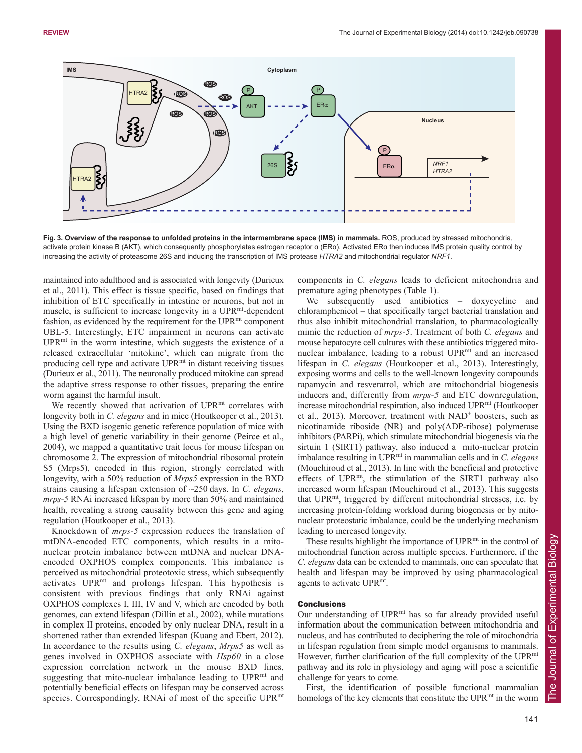**Fig. 3. Overview of the response to unfolded proteins in the intermembrane space (IMS) in mammals.** ROS, produced by stressed mitochondria, activate protein kinase B (AKT), which consequently phosphorylates estrogen receptor α (ERα). Activated ERα then induces IMS protein quality control by increasing the activity of proteasome 26S and inducing the transcription of IMS protease *HTRA2* and mitochondrial regulator *NRF1*.

maintained into adulthood and is associated with longevity (Durieux et al., 2011). This effect is tissue specific, based on findings that inhibition of ETC specifically in intestine or neurons, but not in muscle, is sufficient to increase longevity in a UPR$^{mt}$-dependent fashion, as evidenced by the requirement for the UPR$^{mt}$ component UBL-5. Interestingly, ETC impairment in neurons can activate UPR$^{mt}$ in the worm intestine, which suggests the existence of a released extracellular 'mitokine', which can migrate from the producing cell type and activate UPR$^{mt}$ in distant receiving tissues (Durieux et al., 2011). The neuronally produced mitokine can spread the adaptive stress response to other tissues, preparing the entire worm against the harmful insult.

We recently showed that activation of UPR$^{mt}$ correlates with longevity both in *C. elegans* and in mice (Houtkooper et al., 2013). Using the BXD isogenic genetic reference population of mice with a high level of genetic variability in their genome (Peirce et al., 2004), we mapped a quantitative trait locus for mouse lifespan on chromosome 2. The expression of mitochondrial ribosomal protein S5 (Mrps5), encoded in this region, strongly correlated with longevity, with a 50% reduction of *Mrps5* expression in the BXD strains causing a lifespan extension of ~250 days. In *C. elegans*, *mrps-5* RNAi increased lifespan by more than 50% and maintained health, revealing a strong causality between this gene and aging regulation (Houtkooper et al., 2013).

Knockdown of *mrps-5* expression reduces the translation of mtDNA-encoded ETC components, which results in a mito-nuclear protein imbalance between mtDNA and nuclear DNA-encoded OXPHOS complex components. This imbalance is perceived as mitochondrial proteotoxic stress, which subsequently activates UPR$^{mt}$ and prolongs lifespan. This hypothesis is consistent with previous findings that only RNAi against OXPHOS complexes I, III, IV and V, which are encoded by both genomes, can extend lifespan (Dillin et al., 2002), while mutations in complex II proteins, encoded by only nuclear DNA, result in a shortened rather than extended lifespan (Kuang and Ebert, 2012). In accordance to the results using *C. elegans*, *Mrps5* as well as genes involved in OXPHOS associate with *Hsp60* in a close expression correlation network in the mouse BXD lines, suggesting that mito-nuclear imbalance leading to UPR$^{mt}$ and potentially beneficial effects on lifespan may be conserved across species. Correspondingly, RNAi of most of the specific UPR$^{mt}$ components in *C. elegans* leads to deficient mitochondria and premature aging phenotypes (Table 1).

We subsequently used antibiotics – doxycycline and chloramphenicol – that specifically target bacterial translation and thus also inhibit mitochondrial translation, to pharmacologically mimic the reduction of *mrps-5*. Treatment of both *C. elegans* and mouse hepatocyte cell cultures with these antibiotics triggered mito-nuclear imbalance, leading to a robust UPR$^{mt}$ and an increased lifespan in *C. elegans* (Houtkooper et al., 2013). Interestingly, exposing worms and cells to the well-known longevity compounds rapamycin and resveratrol, which are mitochondrial biogenesis inducers and, differently from *mrps-5* and ETC downregulation, increase mitochondrial respiration, also induced UPR$^{mt}$ (Houtkooper et al., 2013). Moreover, treatment with NAD$^{+}$ boosters, such as nicotinamide riboside (NR) and poly(ADP-ribose) polymerase inhibitors (PARPi), which stimulate mitochondrial biogenesis via the sirtuin 1 (SIRT1) pathway, also induced a mito-nuclear protein imbalance resulting in UPR$^{mt}$ in mammalian cells and in *C. elegans* (Mouchiroud et al., 2013). In line with the beneficial and protective effects of UPR$^{mt}$, the stimulation of the SIRT1 pathway also increased worm lifespan (Mouchiroud et al., 2013). This suggests that UPR$^{mt}$, triggered by different mitochondrial stresses, i.e. by increasing protein-folding workload during biogenesis or by mito-nuclear proteostatic imbalance, could be the underlying mechanism leading to increased longevity.

These results highlight the importance of UPR$^{mt}$ in the control of mitochondrial function across multiple species. Furthermore, if the *C. elegans* data can be extended to mammals, one can speculate that health and lifespan may be improved by using pharmacological agents to activate UPR$^{mt}$.

## Conclusions

Our understanding of UPR$^{mt}$ has so far already provided useful information about the communication between mitochondria and nucleus, and has contributed to deciphering the role of mitochondria in lifespan regulation from simple model organisms to mammals. However, further clarification of the full complexity of the UPR$^{mt}$ pathway and its role in physiology and aging will pose a scientific challenge for years to come.

First, the identification of possible functional mammalian homologs of the key elements that constitute the UPR$^{mt}$ in the worm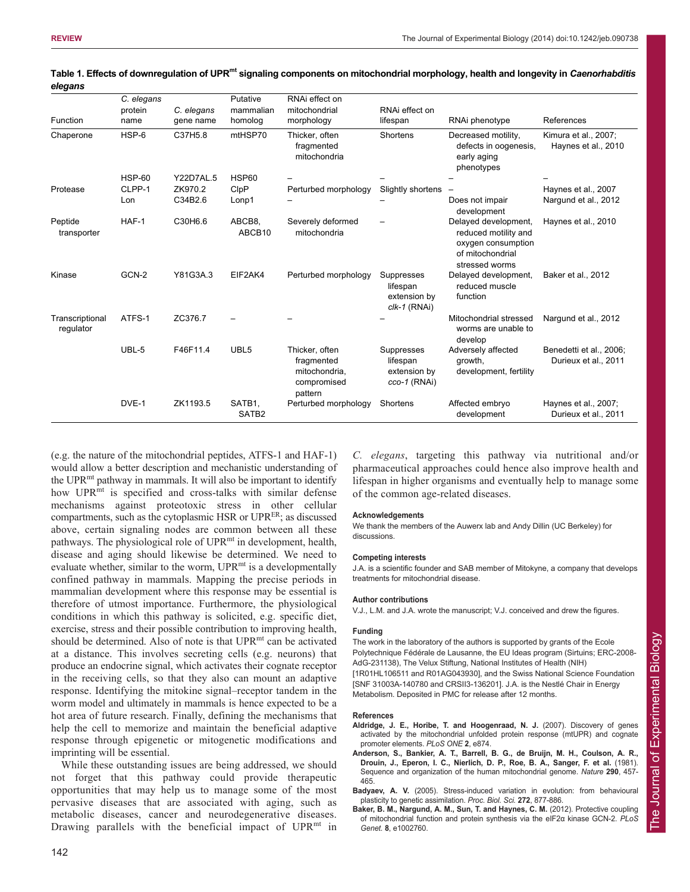**Table 1. Effects of downregulation of UPR$^{mt}$ signaling components on mitochondrial morphology, health and longevity in *Caenorhabditis elegans***

| Function | *C. elegans* protein name | *C. elegans* gene name | Putative mammalian homolog | RNAi effect on mitochondrial morphology | RNAi effect on lifespan | RNAi phenotype | References |
|---|---|---|---|---|---|---|---|
| Chaperone | HSP-6 | C37H5.8 | mtHSP70 | Thicker, often fragmented mitochondria | Shortens | Decreased motility, defects in oogenesis, early aging phenotypes | Kimura et al., 2007; Haynes et al., 2010 |
| | HSP-60 | Y22D7AL.5 | HSP60 | – | – | – | – |
| Protease | CLPP-1 | ZK970.2 | ClpP | Perturbed morphology | Slightly shortens | – | Haynes et al., 2007 |
| | Lon | C34B2.6 | Lonp1 | – | – | Does not impair development | Nargund et al., 2012 |
| Peptide transporter | HAF-1 | C30H6.6 | ABCB8, ABCB10 | Severely deformed mitochondria | – | Delayed development, reduced motility and oxygen consumption of mitochondrial stressed worms | Haynes et al., 2010 |
| Kinase | GCN-2 | Y81G3A.3 | EIF2AK4 | Perturbed morphology | Suppresses lifespan extension by *clk-1* (RNAi) | Delayed development, reduced muscle function | Baker et al., 2012 |
| Transcriptional regulator | ATFS-1 | ZC376.7 | – | – | – | Mitochondrial stressed worms are unable to develop | Nargund et al., 2012 |
| | UBL-5 | F46F11.4 | UBL5 | Thicker, often fragmented mitochondria, compromised pattern | Suppresses lifespan extension by *cco-1* (RNAi) | Adversely affected growth, development, fertility | Benedetti et al., 2006; Durieux et al., 2011 |
| | DVE-1 | ZK1193.5 | SATB1, SATB2 | Perturbed morphology | Shortens | Affected embryo development | Haynes et al., 2007; Durieux et al., 2011 |

(e.g. the nature of the mitochondrial peptides, ATFS-1 and HAF-1) would allow a better description and mechanistic understanding of the UPR$^{mt}$ pathway in mammals. It will also be important to identify how UPR$^{mt}$ is specified and cross-talks with similar defense mechanisms against proteotoxic stress in other cellular compartments, such as the cytoplasmic HSR or UPR$^{ER}$; as discussed above, certain signaling nodes are common between all these pathways. The physiological role of UPR$^{mt}$ in development, health, disease and aging should likewise be determined. We need to evaluate whether, similar to the worm, UPR$^{mt}$ is a developmentally confined pathway in mammals. Mapping the precise periods in mammalian development where this response may be essential is therefore of utmost importance. Furthermore, the physiological conditions in which this pathway is solicited, e.g. specific diet, exercise, stress and their possible contribution to improving health, should be determined. Also of note is that UPR$^{mt}$ can be activated at a distance. This involves secreting cells (e.g. neurons) that produce an endocrine signal, which activates their cognate receptor in the receiving cells, so that they also can mount an adaptive response. Identifying the mitokine signal–receptor tandem in the worm model and ultimately in mammals is hence expected to be a hot area of future research. Finally, defining the mechanisms that help the cell to memorize and maintain the beneficial adaptive response through epigenetic or mitogenetic modifications and imprinting will be essential.

While these outstanding issues are being addressed, we should not forget that this pathway could provide therapeutic opportunities that may help us to manage some of the most pervasive diseases that are associated with aging, such as metabolic diseases, cancer and neurodegenerative diseases. Drawing parallels with the beneficial impact of UPR$^{mt}$ in *C. elegans*, targeting this pathway via nutritional and/or pharmaceutical approaches could hence also improve health and lifespan in higher organisms and eventually help to manage some of the common age-related diseases.

#### Acknowledgements
We thank the members of the Auwerx lab and Andy Dillin (UC Berkeley) for discussions.

#### Competing interests
J.A. is a scientific founder and SAB member of Mitokyne, a company that develops treatments for mitochondrial disease.

#### Author contributions
V.J., L.M. and J.A. wrote the manuscript; V.J. conceived and drew the figures.

#### Funding
The work in the laboratory of the authors is supported by grants of the Ecole Polytechnique Fédérale de Lausanne, the EU Ideas program (Sirtuins; ERC-2008-AdG-231138), The Velux Stiftung, National Institutes of Health (NIH) [1R01HL106511 and R01AG043930], and the Swiss National Science Foundation [SNF 31003A-140780 and CRSII3-136201]. J.A. is the Nestlé Chair in Energy Metabolism. Deposited in PMC for release after 12 months.

#### References
**Aldridge, J. E., Horibe, T. and Hoogenraad, N. J.** (2007). Discovery of genes activated by the mitochondrial unfolded protein response (mtUPR) and cognate promoter elements. *PLoS ONE* **2**, e874.

**Anderson, S., Bankier, A. T., Barrell, B. G., de Bruijn, M. H., Coulson, A. R., Drouin, J., Eperon, I. C., Nierlich, D. P., Roe, B. A., Sanger, F. et al.** (1981). Sequence and organization of the human mitochondrial genome. *Nature* **290**, 457-465.

**Badyaev, A. V.** (2005). Stress-induced variation in evolution: from behavioural plasticity to genetic assimilation. *Proc. Biol. Sci.* **272**, 877-886.

**Baker, B. M., Nargund, A. M., Sun, T. and Haynes, C. M.** (2012). Protective coupling of mitochondrial function and protein synthesis via the eIF2α kinase GCN-2. *PLoS Genet.* **8**, e1002760.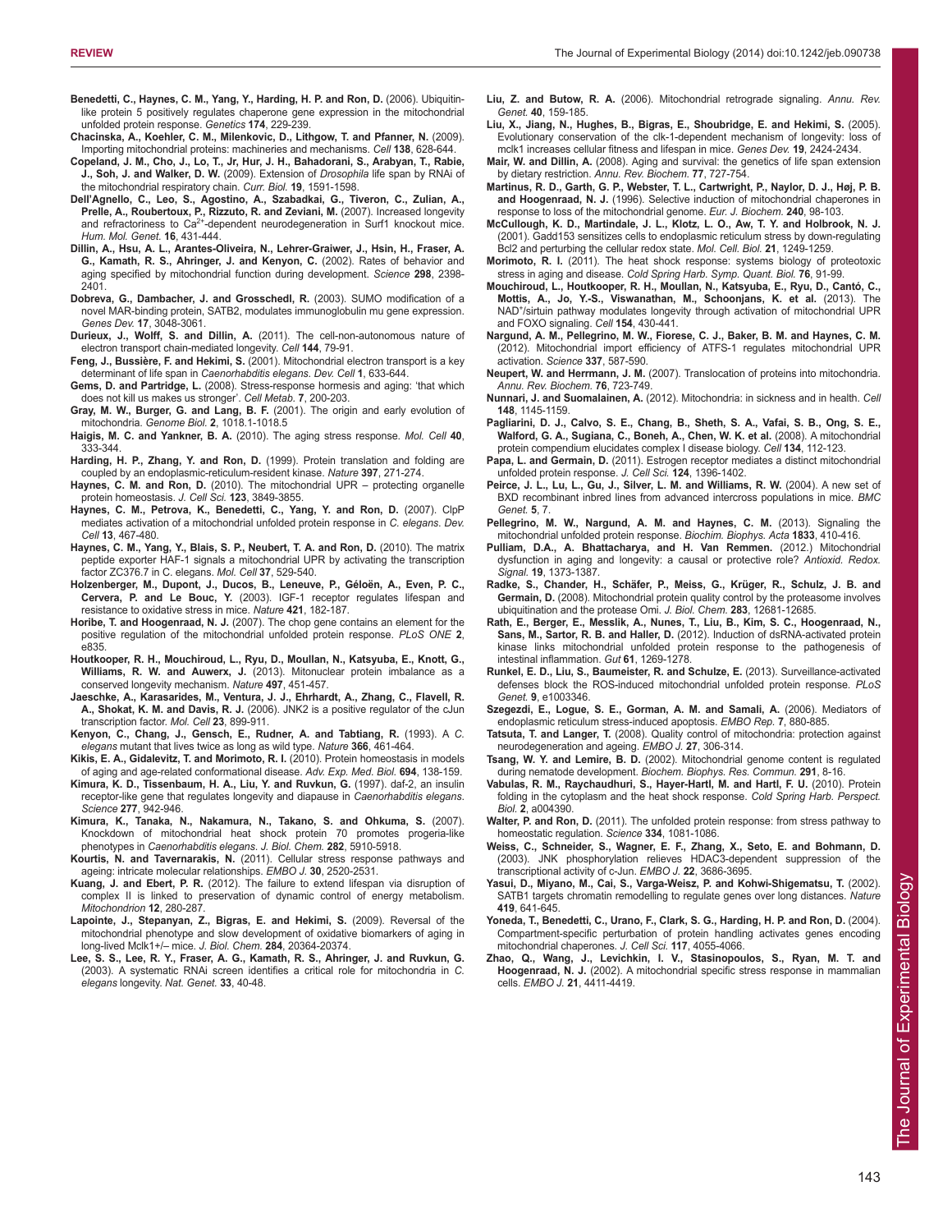**Benedetti, C., Haynes, C. M., Yang, Y., Harding, H. P. and Ron, D.** (2006). Ubiquitin-like protein 5 positively regulates chaperone gene expression in the mitochondrial unfolded protein response. *Genetics* **174**, 229-239.

**Chacinska, A., Koehler, C. M., Milenkovic, D., Lithgow, T. and Pfanner, N.** (2009). Importing mitochondrial proteins: machineries and mechanisms. *Cell* **138**, 628-644.

**Copeland, J. M., Cho, J., Lo, T., Jr, Hur, J. H., Bahadorani, S., Arabyan, T., Rabie, J., Soh, J. and Walker, D. W.** (2009). Extension of *Drosophila* life span by RNAi of the mitochondrial respiratory chain. *Curr. Biol.* **19**, 1591-1598.

**Dell'Agnello, C., Leo, S., Agostino, A., Szabadkai, G., Tiveron, C., Zulian, A., Prelle, A., Roubertoux, P., Rizzuto, R. and Zeviani, M.** (2007). Increased longevity and refractoriness to $Ca^{2+}$-dependent neurodegeneration in Surf1 knockout mice. *Hum. Mol. Genet.* **16**, 431-444.

**Dillin, A., Hsu, A. L., Arantes-Oliveira, N., Lehrer-Graiwer, J., Hsin, H., Fraser, A. G., Kamath, R. S., Ahringer, J. and Kenyon, C.** (2002). Rates of behavior and aging specified by mitochondrial function during development. *Science* **298**, 2398-2401.

**Dobreva, G., Dambacher, J. and Grosschedl, R.** (2003). SUMO modification of a novel MAR-binding protein, SATB2, modulates immunoglobulin mu gene expression. *Genes Dev.* **17**, 3048-3061.

**Durieux, J., Wolff, S. and Dillin, A.** (2011). The cell-non-autonomous nature of electron transport chain-mediated longevity. *Cell* **144**, 79-91.

**Feng, J., Bussière, F. and Hekimi, S.** (2001). Mitochondrial electron transport is a key determinant of life span in *Caenorhabditis elegans*. *Dev. Cell* **1**, 633-644.

**Gems, D. and Partridge, L.** (2008). Stress-response hormesis and aging: 'that which does not kill us makes us stronger'. *Cell Metab.* **7**, 200-203.

**Gray, M. W., Burger, G. and Lang, B. F.** (2001). The origin and early evolution of mitochondria. *Genome Biol.* **2**, 1018.1-1018.5

**Haigis, M. C. and Yankner, B. A.** (2010). The aging stress response. *Mol. Cell* **40**, 333-344.

**Harding, H. P., Zhang, Y. and Ron, D.** (1999). Protein translation and folding are coupled by an endoplasmic-reticulum-resident kinase. *Nature* **397**, 271-274.

**Haynes, C. M. and Ron, D.** (2010). The mitochondrial UPR – protecting organelle protein homeostasis. *J. Cell Sci.* **123**, 3849-3855.

**Haynes, C. M., Petrova, K., Benedetti, C., Yang, Y. and Ron, D.** (2007). ClpP mediates activation of a mitochondrial unfolded protein response in *C. elegans*. *Dev. Cell* **13**, 467-480.

**Haynes, C. M., Yang, Y., Blais, S. P., Neubert, T. A. and Ron, D.** (2010). The matrix peptide exporter HAF-1 signals a mitochondrial UPR by activating the transcription factor ZC376.7 in C. elegans. *Mol. Cell* **37**, 529-540.

**Holzenberger, M., Dupont, J., Ducos, B., Leneuve, P., Géloën, A., Even, P. C., Cervera, P. and Le Bouc, Y.** (2003). IGF-1 receptor regulates lifespan and resistance to oxidative stress in mice. *Nature* **421**, 182-187.

**Horibe, T. and Hoogenraad, N. J.** (2007). The chop gene contains an element for the positive regulation of the mitochondrial unfolded protein response. *PLoS ONE* **2**, e835.

**Houtkooper, R. H., Mouchiroud, L., Ryu, D., Moullan, N., Katsyuba, E., Knott, G., Williams, R. W. and Auwerx, J.** (2013). Mitonuclear protein imbalance as a conserved longevity mechanism. *Nature* **497**, 451-457.

**Jaeschke, A., Karasarides, M., Ventura, J. J., Ehrhardt, A., Zhang, C., Flavell, R. A., Shokat, K. M. and Davis, R. J.** (2006). JNK2 is a positive regulator of the cJun transcription factor. *Mol. Cell* **23**, 899-911.

**Kenyon, C., Chang, J., Gensch, E., Rudner, A. and Tabtiang, R.** (1993). A *C. elegans* mutant that lives twice as long as wild type. *Nature* **366**, 461-464.

**Kikis, E. A., Gidalevitz, T. and Morimoto, R. I.** (2010). Protein homeostasis in models of aging and age-related conformational disease. *Adv. Exp. Med. Biol.* **694**, 138-159.

**Kimura, K. D., Tissenbaum, H. A., Liu, Y. and Ruvkun, G.** (1997). daf-2, an insulin receptor-like gene that regulates longevity and diapause in *Caenorhabditis elegans*. *Science* **277**, 942-946.

**Kimura, K., Tanaka, N., Nakamura, N., Takano, S. and Ohkuma, S.** (2007). Knockdown of mitochondrial heat shock protein 70 promotes progeria-like phenotypes in *Caenorhabditis elegans*. *J. Biol. Chem.* **282**, 5910-5918.

**Kourtis, N. and Tavernarakis, N.** (2011). Cellular stress response pathways and ageing: intricate molecular relationships. *EMBO J.* **30**, 2520-2531.

**Kuang, J. and Ebert, P. R.** (2012). The failure to extend lifespan via disruption of complex II is linked to preservation of dynamic control of energy metabolism. *Mitochondrion* **12**, 280-287.

**Lapointe, J., Stepanyan, Z., Bigras, E. and Hekimi, S.** (2009). Reversal of the mitochondrial phenotype and slow development of oxidative biomarkers of aging in long-lived Mclk1+/– mice. *J. Biol. Chem.* **284**, 20364-20374.

**Lee, S. S., Lee, R. Y., Fraser, A. G., Kamath, R. S., Ahringer, J. and Ruvkun, G.** (2003). A systematic RNAi screen identifies a critical role for mitochondria in *C. elegans* longevity. *Nat. Genet.* **33**, 40-48.

**Liu, Z. and Butow, R. A.** (2006). Mitochondrial retrograde signaling. *Annu. Rev. Genet.* **40**, 159-185.

**Liu, X., Jiang, N., Hughes, B., Bigras, E., Shoubridge, E. and Hekimi, S.** (2005). Evolutionary conservation of the clk-1-dependent mechanism of longevity: loss of mclk1 increases cellular fitness and lifespan in mice. *Genes Dev.* **19**, 2424-2434.

**Mair, W. and Dillin, A.** (2008). Aging and survival: the genetics of life span extension by dietary restriction. *Annu. Rev. Biochem.* **77**, 727-754.

**Martinus, R. D., Garth, G. P., Webster, T. L., Cartwright, P., Naylor, D. J., Høj, P. B. and Hoogenraad, N. J.** (1996). Selective induction of mitochondrial chaperones in response to loss of the mitochondrial genome. *Eur. J. Biochem.* **240**, 98-103.

**McCullough, K. D., Martindale, J. L., Klotz, L. O., Aw, T. Y. and Holbrook, N. J.** (2001). Gadd153 sensitizes cells to endoplasmic reticulum stress by down-regulating Bcl2 and perturbing the cellular redox state. *Mol. Cell. Biol.* **21**, 1249-1259.

**Morimoto, R. I.** (2011). The heat shock response: systems biology of proteotoxic stress in aging and disease. *Cold Spring Harb. Symp. Quant. Biol.* **76**, 91-99.

**Mouchiroud, L., Houtkooper, R. H., Moullan, N., Katsyuba, E., Ryu, D., Cantó, C., Mottis, A., Jo, Y.-S., Viswanathan, M., Schoonjans, K. et al.** (2013). The $NAD^{+}$/sirtuin pathway modulates longevity through activation of mitochondrial UPR and FOXO signaling. *Cell* **154**, 430-441.

**Nargund, A. M., Pellegrino, M. W., Fiorese, C. J., Baker, B. M. and Haynes, C. M.** (2012). Mitochondrial import efficiency of ATFS-1 regulates mitochondrial UPR activation. *Science* **337**, 587-590.

**Neupert, W. and Herrmann, J. M.** (2007). Translocation of proteins into mitochondria. *Annu. Rev. Biochem.* **76**, 723-749.

**Nunnari, J. and Suomalainen, A.** (2012). Mitochondria: in sickness and in health. *Cell* **148**, 1145-1159.

**Pagliarini, D. J., Calvo, S. E., Chang, B., Sheth, S. A., Vafai, S. B., Ong, S. E., Walford, G. A., Sugiana, C., Boneh, A., Chen, W. K. et al.** (2008). A mitochondrial protein compendium elucidates complex I disease biology. *Cell* **134**, 112-123.

**Papa, L. and Germain, D.** (2011). Estrogen receptor mediates a distinct mitochondrial unfolded protein response. *J. Cell Sci.* **124**, 1396-1402.

**Peirce, J. L., Lu, L., Gu, J., Silver, L. M. and Williams, R. W.** (2004). A new set of BXD recombinant inbred lines from advanced intercross populations in mice. *BMC Genet.* **5**, 7.

**Pellegrino, M. W., Nargund, A. M. and Haynes, C. M.** (2013). Signaling the mitochondrial unfolded protein response. *Biochim. Biophys. Acta* **1833**, 410-416.

**Pulliam, D.A., A. Bhattacharya, and H. Van Remmen.** (2012.) Mitochondrial dysfunction in aging and longevity: a causal or protective role? *Antioxid. Redox. Signal.* **19**, 1373-1387.

**Radke, S., Chander, H., Schäfer, P., Meiss, G., Krüger, R., Schulz, J. B. and Germain, D.** (2008). Mitochondrial protein quality control by the proteasome involves ubiquitination and the protease Omi. *J. Biol. Chem.* **283**, 12681-12685.

**Rath, E., Berger, E., Messlik, A., Nunes, T., Liu, B., Kim, S. C., Hoogenraad, N., Sans, M., Sartor, R. B. and Haller, D.** (2012). Induction of dsRNA-activated protein kinase links mitochondrial unfolded protein response to the pathogenesis of intestinal inflammation. *Gut* **61**, 1269-1278.

**Runkel, E. D., Liu, S., Baumeister, R. and Schulze, E.** (2013). Surveillance-activated defenses block the ROS-induced mitochondrial unfolded protein response. *PLoS Genet.* **9**, e1003346.

**Szegezdi, E., Logue, S. E., Gorman, A. M. and Samali, A.** (2006). Mediators of endoplasmic reticulum stress-induced apoptosis. *EMBO Rep.* **7**, 880-885.

**Tatsuta, T. and Langer, T.** (2008). Quality control of mitochondria: protection against neurodegeneration and ageing. *EMBO J.* **27**, 306-314.

**Tsang, W. Y. and Lemire, B. D.** (2002). Mitochondrial genome content is regulated during nematode development. *Biochem. Biophys. Res. Commun.* **291**, 8-16.

**Vabulas, R. M., Raychaudhuri, S., Hayer-Hartl, M. and Hartl, F. U.** (2010). Protein folding in the cytoplasm and the heat shock response. *Cold Spring Harb. Perspect. Biol.* **2**, a004390.

**Walter, P. and Ron, D.** (2011). The unfolded protein response: from stress pathway to homeostatic regulation. *Science* **334**, 1081-1086.

**Weiss, C., Schneider, S., Wagner, E. F., Zhang, X., Seto, E. and Bohmann, D.** (2003). JNK phosphorylation relieves HDAC3-dependent suppression of the transcriptional activity of c-Jun. *EMBO J.* **22**, 3686-3695.

**Yasui, D., Miyano, M., Cai, S., Varga-Weisz, P. and Kohwi-Shigematsu, T.** (2002). SATB1 targets chromatin remodelling to regulate genes over long distances. *Nature* **419**, 641-645.

**Yoneda, T., Benedetti, C., Urano, F., Clark, S. G., Harding, H. P. and Ron, D.** (2004). Compartment-specific perturbation of protein handling activates genes encoding mitochondrial chaperones. *J. Cell Sci.* **117**, 4055-4066.

**Zhao, Q., Wang, J., Levichkin, I. V., Stasinopoulos, S., Ryan, M. T. and Hoogenraad, N. J.** (2002). A mitochondrial specific stress response in mammalian cells. *EMBO J.* **21**, 4411-4419.